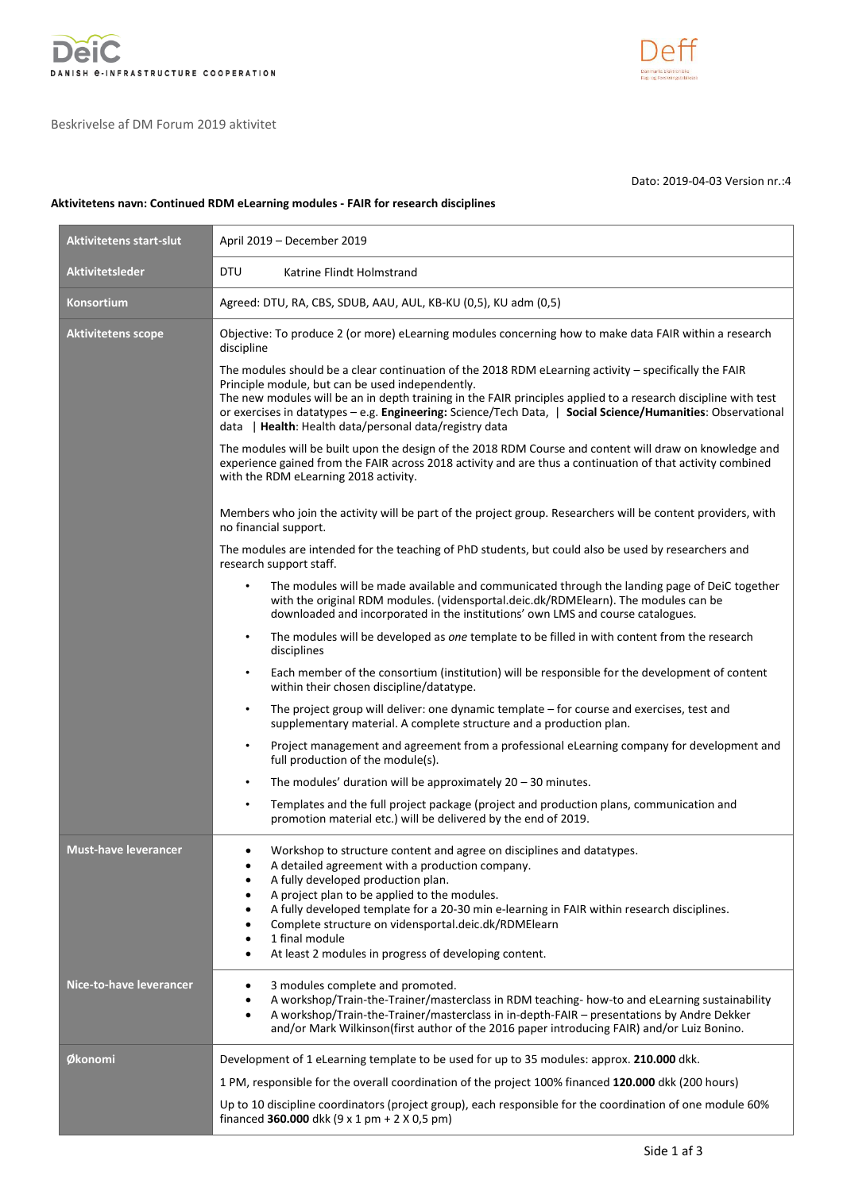Beskrivelse af DM Forum 2019 aktivitet

Dato: 2019-04-03 Version nr.:4

**Aktivitetens navn: Continued RDM eLearning modules - FAIR for research disciplines**

| **Aktivitetens start-slut** | April 2019 – December 2019 |
|---|---|
| **Aktivitetsleder** | DTU Katrine Flindt Holmstrand |
| **Konsortium** | Agreed: DTU, RA, CBS, SDUB, AAU, AUL, KB-KU (0,5), KU adm (0,5) |
| **Aktivitetens scope** | Objective: To produce 2 (or more) eLearning modules concerning how to make data FAIR within a research discipline<br><br>The modules should be a clear continuation of the 2018 RDM eLearning activity – specifically the FAIR Principle module, but can be used independently.<br>The new modules will be an in depth training in the FAIR principles applied to a research discipline with test or exercises in datatypes – e.g. **Engineering:** Science/Tech Data, \| **Social Science/Humanities**: Observational data \| **Health**: Health data/personal data/registry data<br><br>The modules will be built upon the design of the 2018 RDM Course and content will draw on knowledge and experience gained from the FAIR across 2018 activity and are thus a continuation of that activity combined with the RDM eLearning 2018 activity.<br><br>Members who join the activity will be part of the project group. Researchers will be content providers, with no financial support.<br><br>The modules are intended for the teaching of PhD students, but could also be used by researchers and research support staff.<br><br>• The modules will be made available and communicated through the landing page of DeiC together with the original RDM modules. (vidensportal.deic.dk/RDMElearn). The modules can be downloaded and incorporated in the institutions' own LMS and course catalogues.<br>• The modules will be developed as *one* template to be filled in with content from the research disciplines<br>• Each member of the consortium (institution) will be responsible for the development of content within their chosen discipline/datatype.<br>• The project group will deliver: one dynamic template – for course and exercises, test and supplementary material. A complete structure and a production plan.<br>• Project management and agreement from a professional eLearning company for development and full production of the module(s).<br>• The modules' duration will be approximately 20 – 30 minutes.<br>• Templates and the full project package (project and production plans, communication and promotion material etc.) will be delivered by the end of 2019. |
| **Must-have leverancer** | • Workshop to structure content and agree on disciplines and datatypes.<br>• A detailed agreement with a production company.<br>• A fully developed production plan.<br>• A project plan to be applied to the modules.<br>• A fully developed template for a 20-30 min e-learning in FAIR within research disciplines.<br>• Complete structure on vidensportal.deic.dk/RDMElearn<br>• 1 final module<br>• At least 2 modules in progress of developing content. |
| **Nice-to-have leverancer** | • 3 modules complete and promoted.<br>• A workshop/Train-the-Trainer/masterclass in RDM teaching- how-to and eLearning sustainability<br>• A workshop/Train-the-Trainer/masterclass in in-depth-FAIR – presentations by Andre Dekker and/or Mark Wilkinson(first author of the 2016 paper introducing FAIR) and/or Luiz Bonino. |
| **Økonomi** | Development of 1 eLearning template to be used for up to 35 modules: approx. **210.000** dkk.<br><br>1 PM, responsible for the overall coordination of the project 100% financed **120.000** dkk (200 hours)<br><br>Up to 10 discipline coordinators (project group), each responsible for the coordination of one module 60% financed **360.000** dkk (9 x 1 pm + 2 X 0,5 pm) |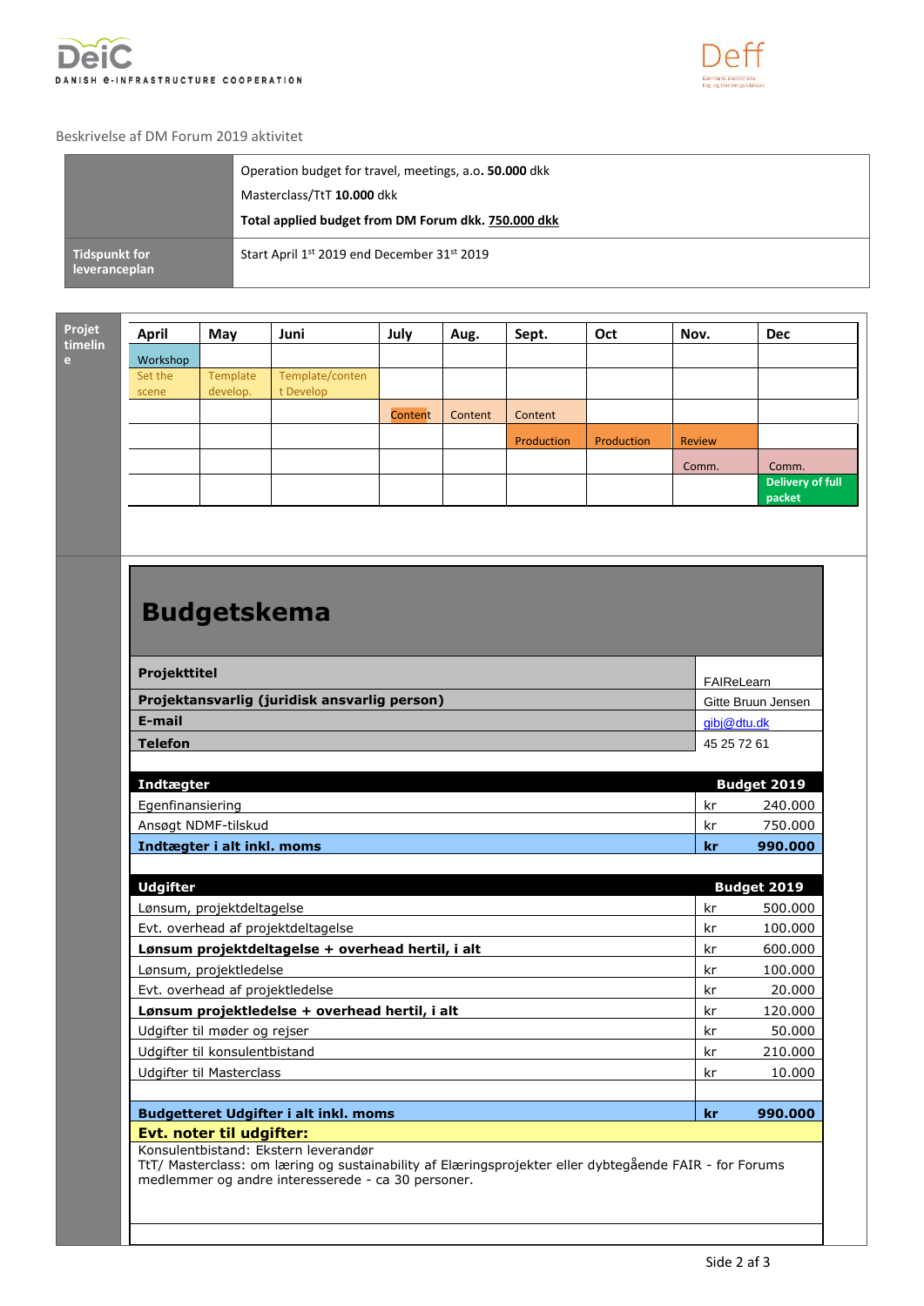Beskrivelse af DM Forum 2019 aktivitet

| | |
|---|---|
| | Operation budget for travel, meetings, a.o. **50.000** dkk<br>Masterclass/TtT **10.000** dkk<br>**Total applied budget from DM Forum dkk. 750.000 dkk** |
| **Tidspunkt for leveranceplan** | Start April 1st 2019 end December 31st 2019 |

**Projet timeline**

| April | May | Juni | July | Aug. | Sept. | Oct | Nov. | Dec |
|---|---|---|---|---|---|---|---|---|
| Workshop | | | | | | | | |
| Set the scene | Template develop. | Template/content Develop | | | | | | |
| | | | Content | Content | Content | | | |
| | | | | | Production | Production | Review | |
| | | | | | | | Comm. | Comm. |
| | | | | | | | | Delivery of full packet |

# Budgetskema

| | |
|---|---|
| **Projekttitel** | FAIReLearn |
| **Projektansvarlig (juridisk ansvarlig person)** | Gitte Bruun Jensen |
| **E-mail** | gibj@dtu.dk |
| **Telefon** | 45 25 72 61 |

| **Indtægter** | | **Budget 2019** |
|---|---|---|
| Egenfinansiering | kr | 240.000 |
| Ansøgt NDMF-tilskud | kr | 750.000 |
| **Indtægter i alt inkl. moms** | **kr** | **990.000** |

| **Udgifter** | | **Budget 2019** |
|---|---|---|
| Lønsum, projektdeltagelse | kr | 500.000 |
| Evt. overhead af projektdeltagelse | kr | 100.000 |
| **Lønsum projektdeltagelse + overhead hertil, i alt** | kr | 600.000 |
| Lønsum, projektledelse | kr | 100.000 |
| Evt. overhead af projektledelse | kr | 20.000 |
| **Lønsum projektledelse + overhead hertil, i alt** | kr | 120.000 |
| Udgifter til møder og rejser | kr | 50.000 |
| Udgifter til konsulentbistand | kr | 210.000 |
| Udgifter til Masterclass | kr | 10.000 |
| | | |
| **Budgetteret Udgifter i alt inkl. moms** | **kr** | **990.000** |

**Evt. noter til udgifter:**

Konsulentbistand: Ekstern leverandør

TtT/ Masterclass: om læring og sustainability af Elæringsprojekter eller dybtegående FAIR - for Forums medlemmer og andre interesserede - ca 30 personer.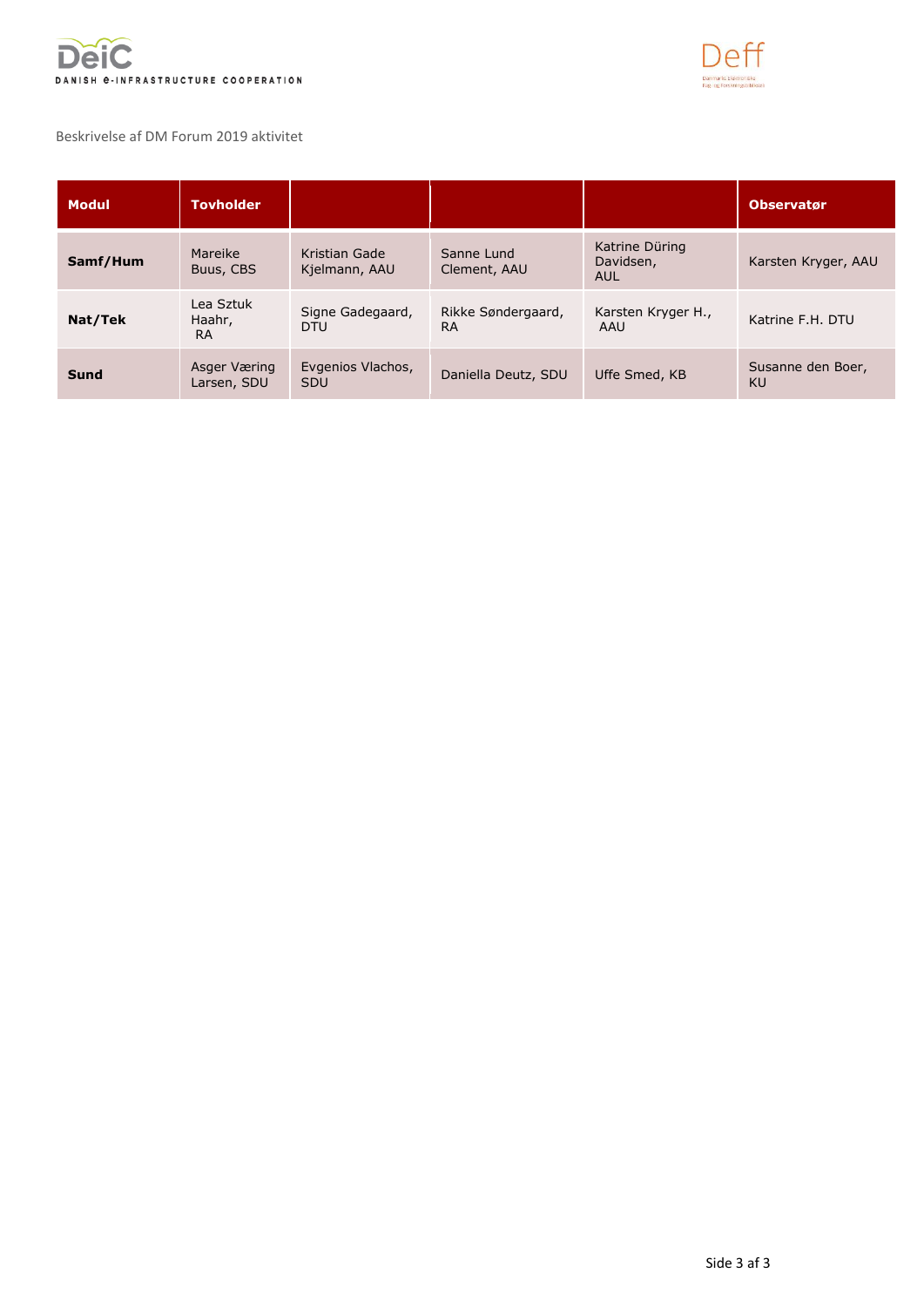Beskrivelse af DM Forum 2019 aktivitet

| Modul | Tovholder | | | | Observatør |
|---|---|---|---|---|---|
| **Samf/Hum** | Mareike Buus, CBS | Kristian Gade Kjelmann, AAU | Sanne Lund Clement, AAU | Katrine Düring Davidsen, AUL | Karsten Kryger, AAU |
| **Nat/Tek** | Lea Sztuk Haahr, RA | Signe Gadegaard, DTU | Rikke Søndergaard, RA | Karsten Kryger H., AAU | Katrine F.H. DTU |
| **Sund** | Asger Væring Larsen, SDU | Evgenios Vlachos, SDU | Daniella Deutz, SDU | Uffe Smed, KB | Susanne den Boer, KU |